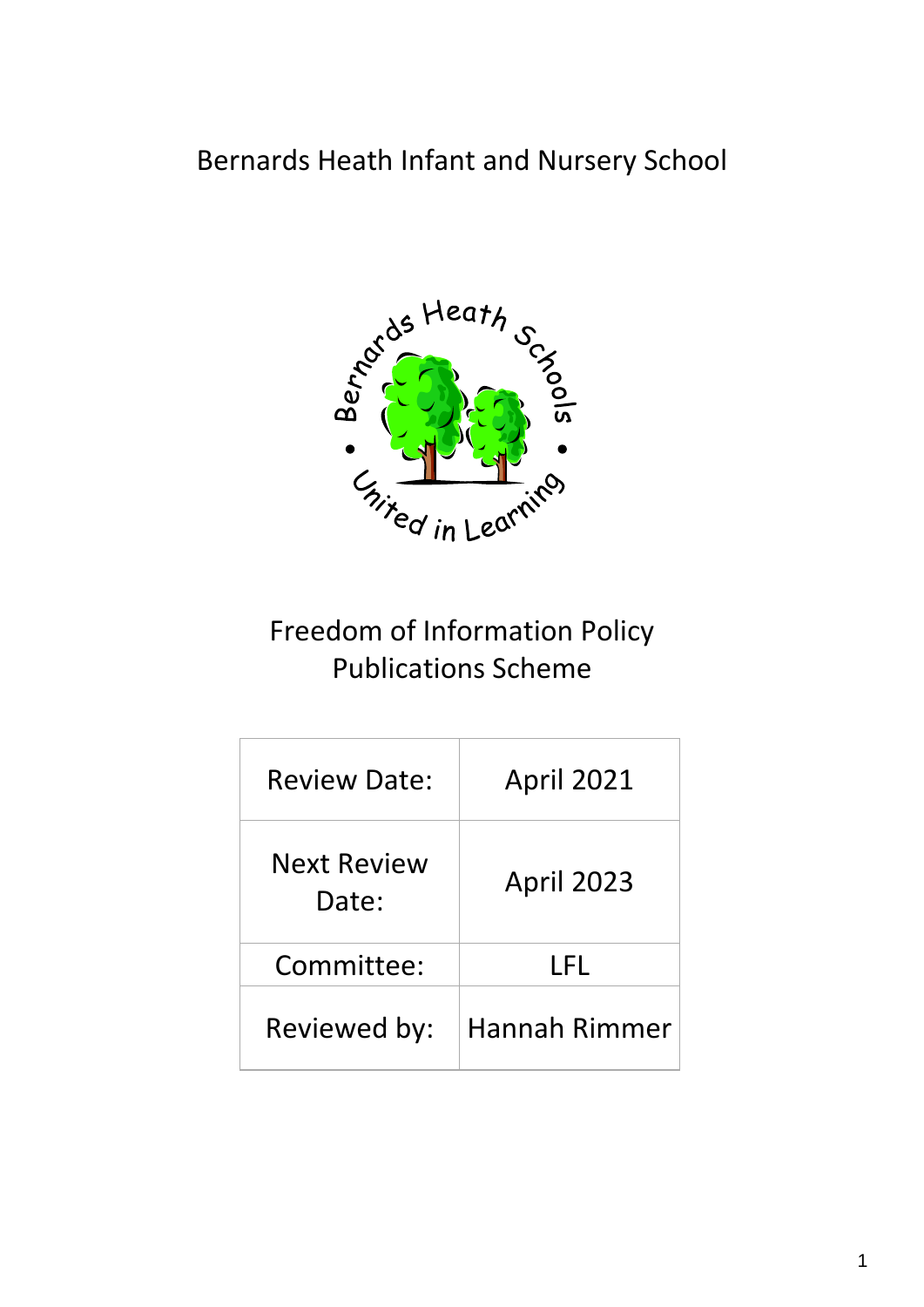# Bernards Heath Infant and Nursery School

## Freedom of Information Policy
## Publications Scheme

| Review Date: | April 2021 |
|---|---|
| Next Review Date: | April 2023 |
| Committee: | LFL |
| Reviewed by: | Hannah Rimmer |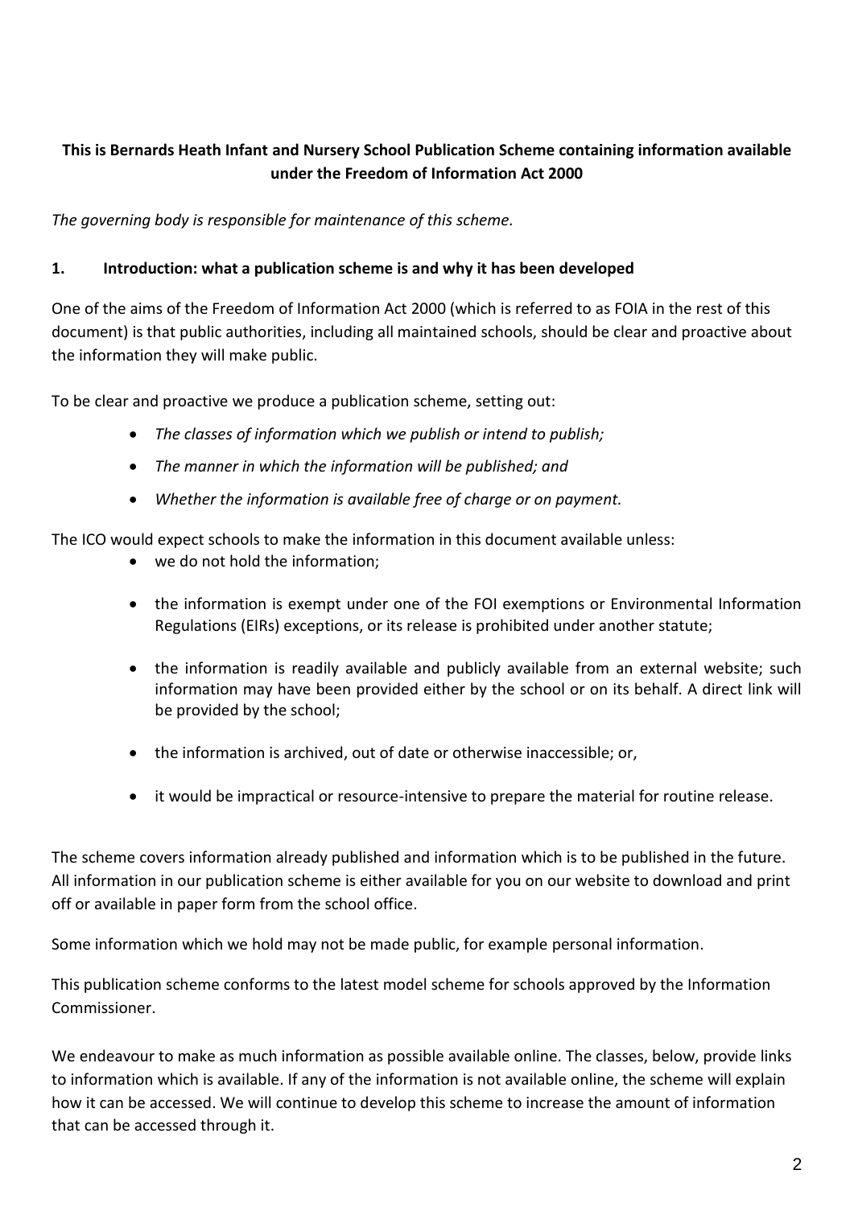**This is Bernards Heath Infant and Nursery School Publication Scheme containing information available under the Freedom of Information Act 2000**

*The governing body is responsible for maintenance of this scheme.*

## 1. Introduction: what a publication scheme is and why it has been developed

One of the aims of the Freedom of Information Act 2000 (which is referred to as FOIA in the rest of this document) is that public authorities, including all maintained schools, should be clear and proactive about the information they will make public.

To be clear and proactive we produce a publication scheme, setting out:

- *The classes of information which we publish or intend to publish;*
- *The manner in which the information will be published; and*
- *Whether the information is available free of charge or on payment.*

The ICO would expect schools to make the information in this document available unless:

- we do not hold the information;
- the information is exempt under one of the FOI exemptions or Environmental Information Regulations (EIRs) exceptions, or its release is prohibited under another statute;
- the information is readily available and publicly available from an external website; such information may have been provided either by the school or on its behalf. A direct link will be provided by the school;
- the information is archived, out of date or otherwise inaccessible; or,
- it would be impractical or resource-intensive to prepare the material for routine release.

The scheme covers information already published and information which is to be published in the future. All information in our publication scheme is either available for you on our website to download and print off or available in paper form from the school office.

Some information which we hold may not be made public, for example personal information.

This publication scheme conforms to the latest model scheme for schools approved by the Information Commissioner.

We endeavour to make as much information as possible available online. The classes, below, provide links to information which is available. If any of the information is not available online, the scheme will explain how it can be accessed. We will continue to develop this scheme to increase the amount of information that can be accessed through it.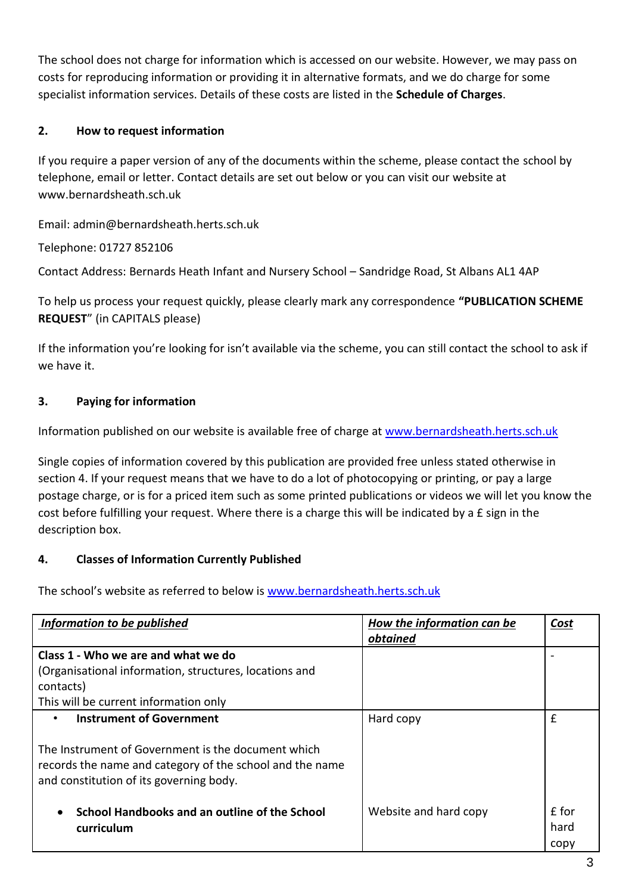The school does not charge for information which is accessed on our website. However, we may pass on costs for reproducing information or providing it in alternative formats, and we do charge for some specialist information services. Details of these costs are listed in the **Schedule of Charges**.

## 2. How to request information

If you require a paper version of any of the documents within the scheme, please contact the school by telephone, email or letter. Contact details are set out below or you can visit our website at www.bernardsheath.sch.uk

Email: admin@bernardsheath.herts.sch.uk

Telephone: 01727 852106

Contact Address: Bernards Heath Infant and Nursery School – Sandridge Road, St Albans AL1 4AP

To help us process your request quickly, please clearly mark any correspondence **"PUBLICATION SCHEME REQUEST"** (in CAPITALS please)

If the information you're looking for isn't available via the scheme, you can still contact the school to ask if we have it.

## 3. Paying for information

Information published on our website is available free of charge at www.bernardsheath.herts.sch.uk

Single copies of information covered by this publication are provided free unless stated otherwise in section 4. If your request means that we have to do a lot of photocopying or printing, or pay a large postage charge, or is for a priced item such as some printed publications or videos we will let you know the cost before fulfilling your request. Where there is a charge this will be indicated by a £ sign in the description box.

## 4. Classes of Information Currently Published

The school's website as referred to below is www.bernardsheath.herts.sch.uk

| ***Information to be published*** | ***How the information can be obtained*** | ***Cost*** |
|---|---|---|
| **Class 1 - Who we are and what we do**<br>(Organisational information, structures, locations and contacts)<br>This will be current information only | | - |
| • **Instrument of Government**<br><br>The Instrument of Government is the document which records the name and category of the school and the name and constitution of its governing body. | Hard copy | £ |
| • **School Handbooks and an outline of the School curriculum** | Website and hard copy | £ for hard copy |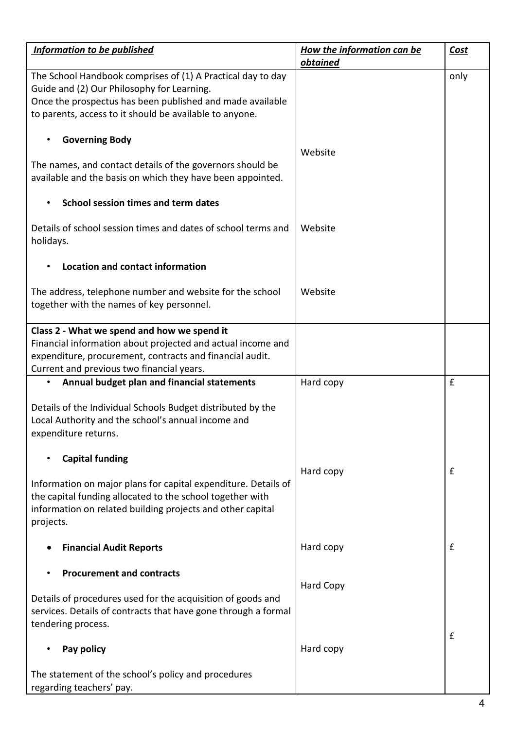| *Information to be published* | *How the information can be obtained* | *Cost* |
|---|---|---|
| The School Handbook comprises of (1) A Practical day to day Guide and (2) Our Philosophy for Learning.<br>Once the prospectus has been published and made available to parents, access to it should be available to anyone. | | only |
| • **Governing Body**<br><br>The names, and contact details of the governors should be available and the basis on which they have been appointed. | Website | |
| • **School session times and term dates**<br><br>Details of school session times and dates of school terms and holidays. | Website | |
| • **Location and contact information**<br><br>The address, telephone number and website for the school together with the names of key personnel. | Website | |
| **Class 2 - What we spend and how we spend it**<br>Financial information about projected and actual income and expenditure, procurement, contracts and financial audit.<br>Current and previous two financial years. | | |
| • **Annual budget plan and financial statements**<br><br>Details of the Individual Schools Budget distributed by the Local Authority and the school's annual income and expenditure returns. | Hard copy | £ |
| • **Capital funding**<br><br>Information on major plans for capital expenditure. Details of the capital funding allocated to the school together with information on related building projects and other capital projects. | Hard copy | £ |
| • **Financial Audit Reports** | Hard copy | £ |
| • **Procurement and contracts**<br><br>Details of procedures used for the acquisition of goods and services. Details of contracts that have gone through a formal tendering process. | Hard Copy | |
| • **Pay policy**<br><br>The statement of the school's policy and procedures regarding teachers' pay. | Hard copy | £ |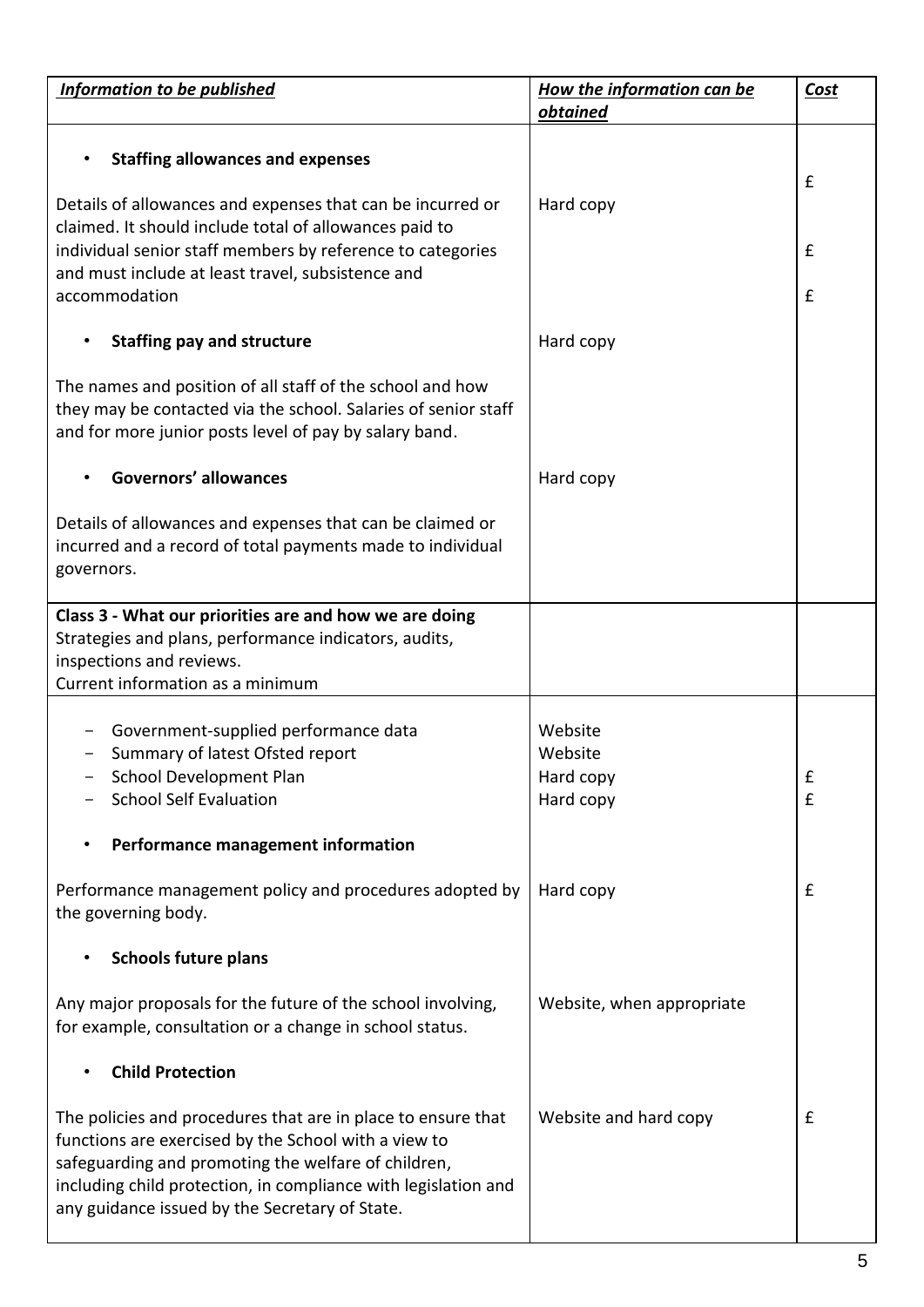| *Information to be published* | *How the information can be obtained* | *Cost* |
|---|---|---|
| • **Staffing allowances and expenses**<br><br>Details of allowances and expenses that can be incurred or claimed. It should include total of allowances paid to individual senior staff members by reference to categories and must include at least travel, subsistence and accommodation<br><br>• **Staffing pay and structure**<br><br>The names and position of all staff of the school and how they may be contacted via the school. Salaries of senior staff and for more junior posts level of pay by salary band.<br><br>• **Governors' allowances**<br><br>Details of allowances and expenses that can be claimed or incurred and a record of total payments made to individual governors. | Hard copy<br><br>Hard copy<br><br>Hard copy | £<br><br>£<br><br>£ |
| **Class 3 - What our priorities are and how we are doing**<br>Strategies and plans, performance indicators, audits, inspections and reviews.<br>Current information as a minimum | | |
| - Government-supplied performance data<br>- Summary of latest Ofsted report<br>- School Development Plan<br>- School Self Evaluation<br><br>• **Performance management information**<br><br>Performance management policy and procedures adopted by the governing body.<br><br>• **Schools future plans**<br><br>Any major proposals for the future of the school involving, for example, consultation or a change in school status.<br><br>• **Child Protection**<br><br>The policies and procedures that are in place to ensure that functions are exercised by the School with a view to safeguarding and promoting the welfare of children, including child protection, in compliance with legislation and any guidance issued by the Secretary of State. | Website<br>Website<br>Hard copy<br>Hard copy<br><br>Hard copy<br><br>Website, when appropriate<br><br>Website and hard copy | <br><br>£<br>£<br><br>£<br><br>£ |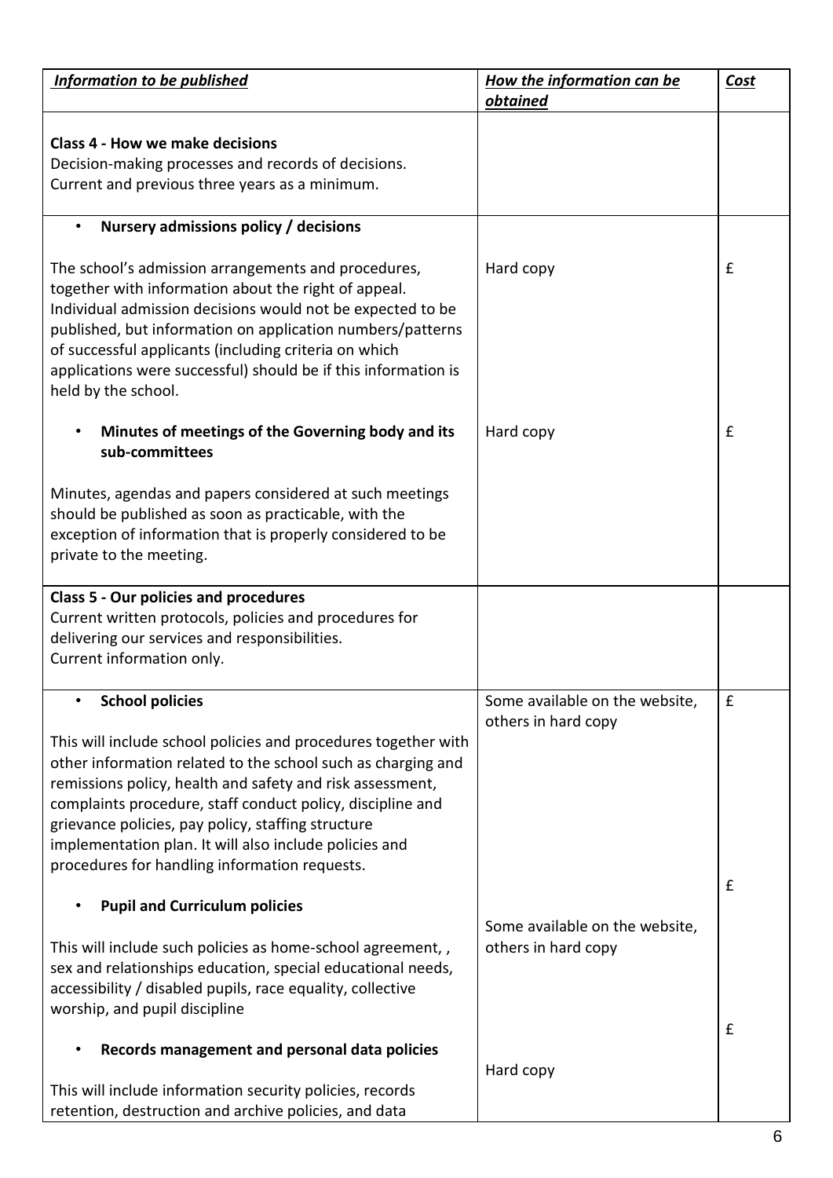| *Information to be published* | *How the information can be obtained* | *Cost* |
|---|---|---|
| **Class 4 - How we make decisions**<br>Decision-making processes and records of decisions.<br>Current and previous three years as a minimum. | | |
| • **Nursery admissions policy / decisions**<br><br>The school's admission arrangements and procedures, together with information about the right of appeal. Individual admission decisions would not be expected to be published, but information on application numbers/patterns of successful applicants (including criteria on which applications were successful) should be if this information is held by the school.<br><br>• **Minutes of meetings of the Governing body and its sub-committees**<br><br>Minutes, agendas and papers considered at such meetings should be published as soon as practicable, with the exception of information that is properly considered to be private to the meeting. | Hard copy<br><br>Hard copy | £<br><br>£ |
| **Class 5 - Our policies and procedures**<br>Current written protocols, policies and procedures for delivering our services and responsibilities.<br>Current information only. | | |
| • **School policies**<br><br>This will include school policies and procedures together with other information related to the school such as charging and remissions policy, health and safety and risk assessment, complaints procedure, staff conduct policy, discipline and grievance policies, pay policy, staffing structure implementation plan. It will also include policies and procedures for handling information requests.<br><br>• **Pupil and Curriculum policies**<br><br>This will include such policies as home-school agreement, , sex and relationships education, special educational needs, accessibility / disabled pupils, race equality, collective worship, and pupil discipline<br><br>• **Records management and personal data policies**<br><br>This will include information security policies, records retention, destruction and archive policies, and data | Some available on the website, others in hard copy<br><br>Some available on the website, others in hard copy<br><br>Hard copy | £<br><br>£<br><br>£ |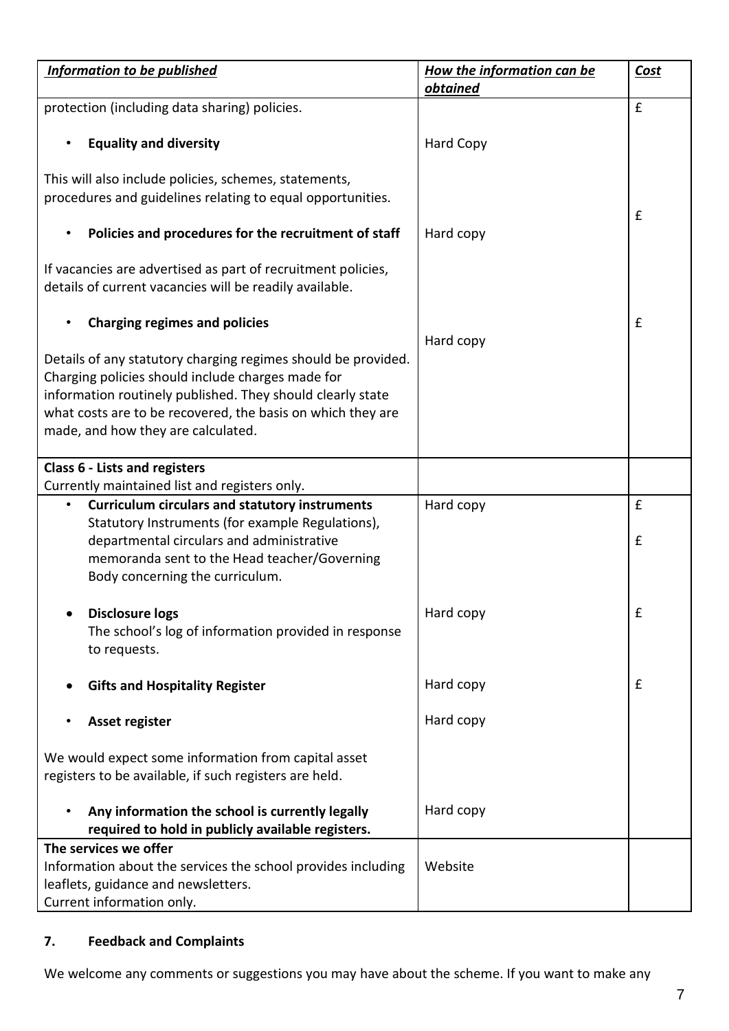| *Information to be published* | *How the information can be obtained* | *Cost* |
| --- | --- | --- |
| protection (including data sharing) policies. | | £ |
| • **Equality and diversity**<br><br>This will also include policies, schemes, statements, procedures and guidelines relating to equal opportunities. | Hard Copy | |
| • **Policies and procedures for the recruitment of staff**<br><br>If vacancies are advertised as part of recruitment policies, details of current vacancies will be readily available. | Hard copy | £ |
| • **Charging regimes and policies**<br><br>Details of any statutory charging regimes should be provided. Charging policies should include charges made for information routinely published. They should clearly state what costs are to be recovered, the basis on which they are made, and how they are calculated. | Hard copy | £ |
| **Class 6 - Lists and registers**<br>Currently maintained list and registers only. | | |
| • **Curriculum circulars and statutory instruments**<br>Statutory Instruments (for example Regulations), departmental circulars and administrative memoranda sent to the Head teacher/Governing Body concerning the curriculum. | Hard copy | £<br><br>£ |
| • **Disclosure logs**<br>The school's log of information provided in response to requests. | Hard copy | £ |
| • **Gifts and Hospitality Register** | Hard copy | £ |
| • **Asset register**<br><br>We would expect some information from capital asset registers to be available, if such registers are held. | Hard copy | |
| • **Any information the school is currently legally required to hold in publicly available registers.** | Hard copy | |
| **The services we offer**<br>Information about the services the school provides including leaflets, guidance and newsletters.<br>Current information only. | Website | |

## 7. Feedback and Complaints

We welcome any comments or suggestions you may have about the scheme. If you want to make any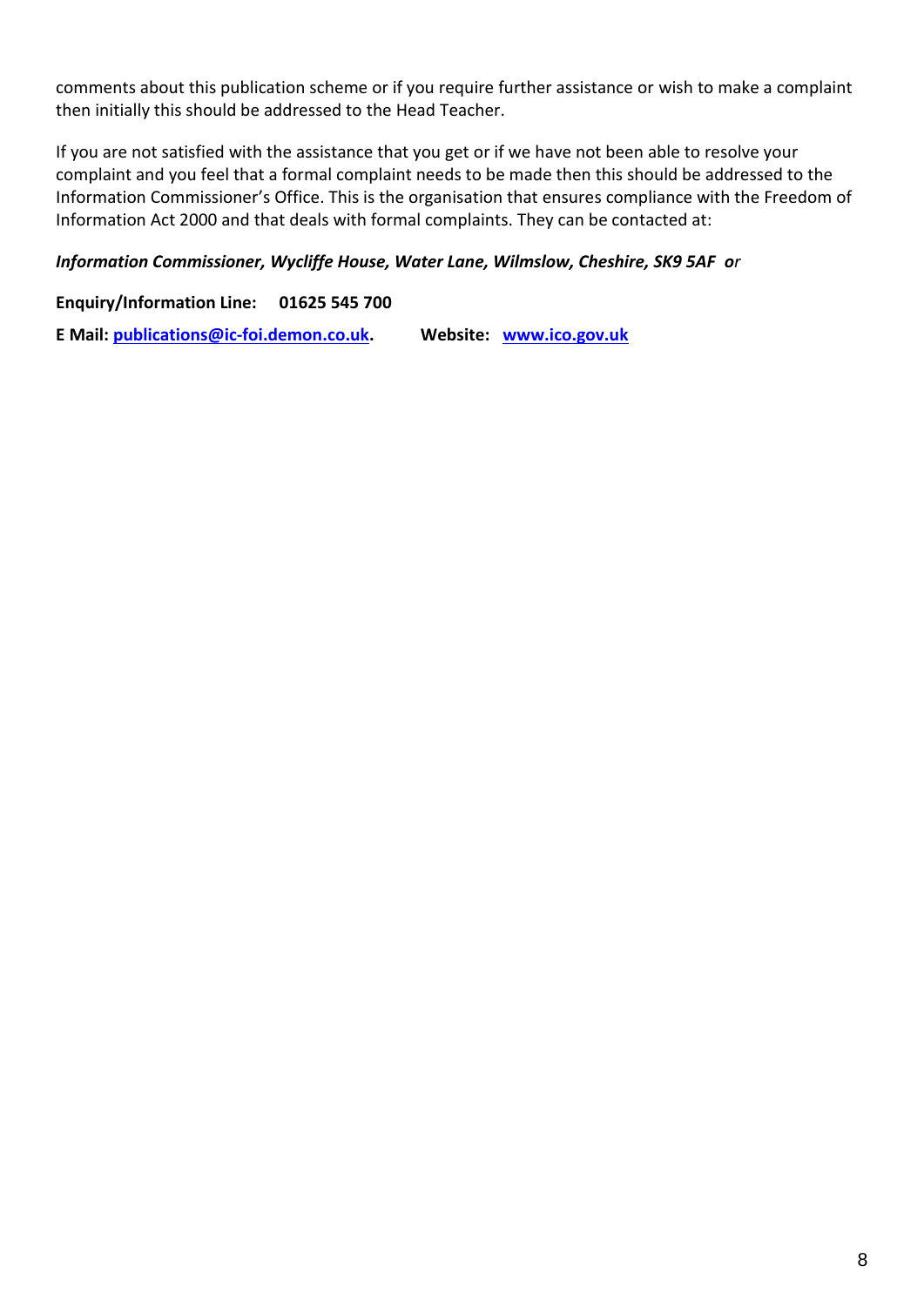comments about this publication scheme or if you require further assistance or wish to make a complaint then initially this should be addressed to the Head Teacher.

If you are not satisfied with the assistance that you get or if we have not been able to resolve your complaint and you feel that a formal complaint needs to be made then this should be addressed to the Information Commissioner's Office. This is the organisation that ensures compliance with the Freedom of Information Act 2000 and that deals with formal complaints. They can be contacted at:

***Information Commissioner, Wycliffe House, Water Lane, Wilmslow, Cheshire, SK9 5AF or***

**Enquiry/Information Line: 01625 545 700**

**E Mail: [publications@ic-foi.demon.co.uk](mailto:publications@ic-foi.demon.co.uk). Website: [www.ico.gov.uk](http://www.ico.gov.uk)**